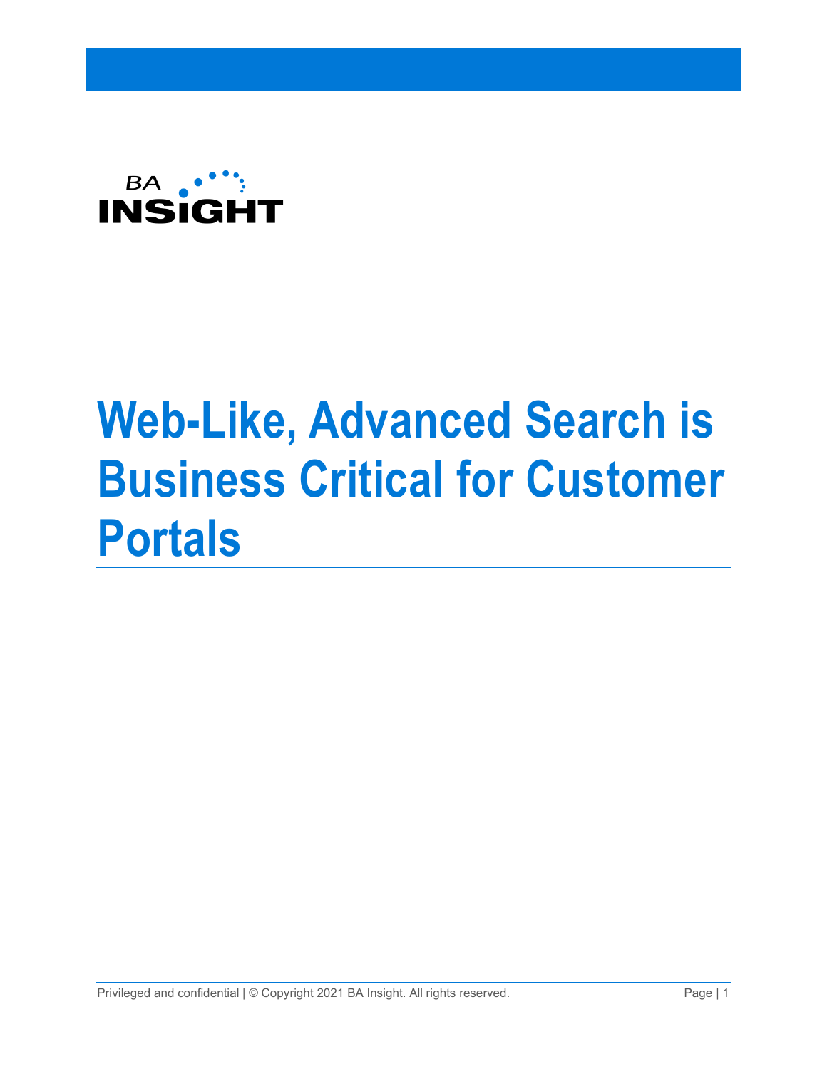BA INSIGHT

# Web-Like, Advanced Search is Business Critical for Customer Portals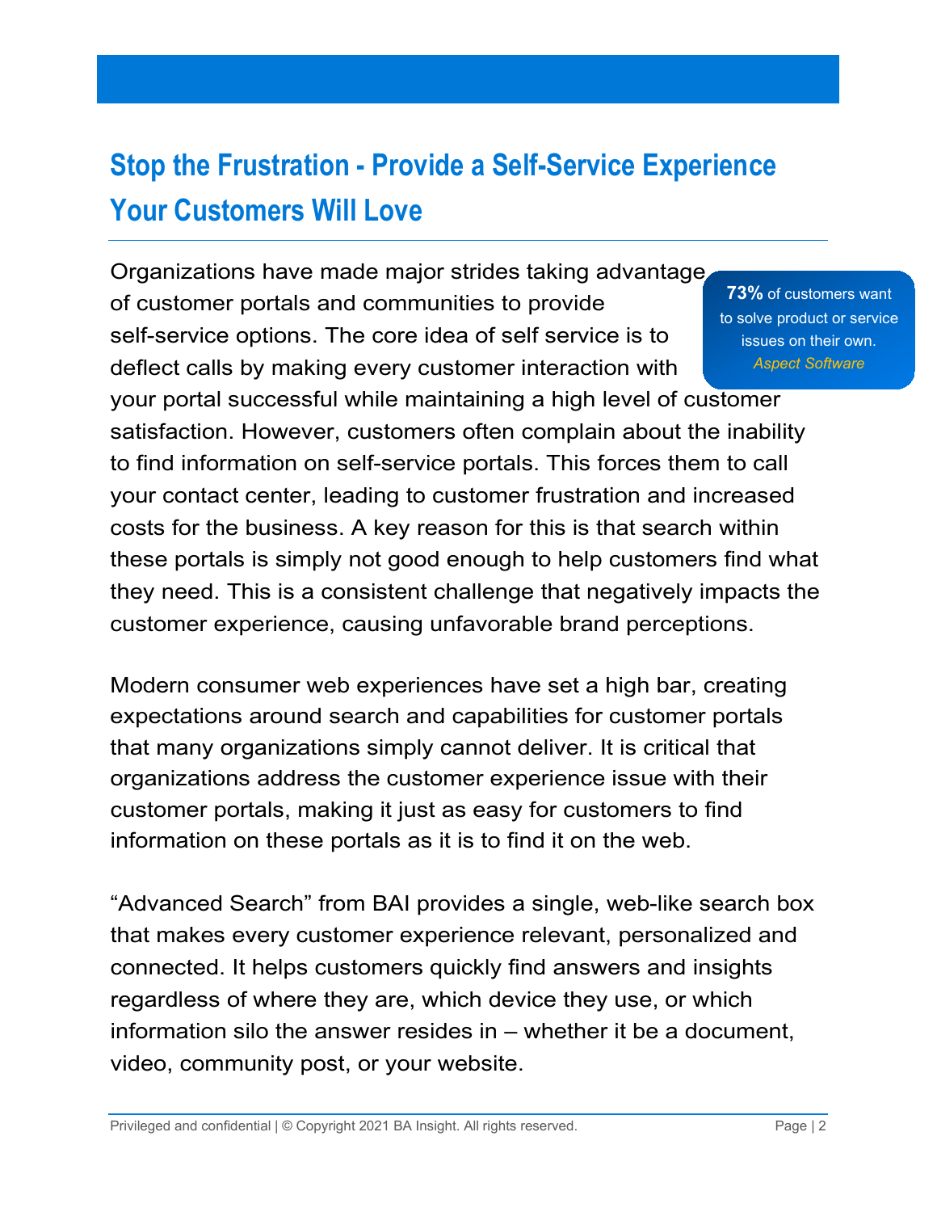## Stop the Frustration - Provide a Self-Service Experience Your Customers Will Love

> **73%** of customers want to solve product or service issues on their own.
> *Aspect Software*

Organizations have made major strides taking advantage of customer portals and communities to provide self-service options. The core idea of self service is to deflect calls by making every customer interaction with your portal successful while maintaining a high level of customer satisfaction. However, customers often complain about the inability to find information on self-service portals. This forces them to call your contact center, leading to customer frustration and increased costs for the business. A key reason for this is that search within these portals is simply not good enough to help customers find what they need. This is a consistent challenge that negatively impacts the customer experience, causing unfavorable brand perceptions.

Modern consumer web experiences have set a high bar, creating expectations around search and capabilities for customer portals that many organizations simply cannot deliver. It is critical that organizations address the customer experience issue with their customer portals, making it just as easy for customers to find information on these portals as it is to find it on the web.

"Advanced Search" from BAI provides a single, web-like search box that makes every customer experience relevant, personalized and connected. It helps customers quickly find answers and insights regardless of where they are, which device they use, or which information silo the answer resides in – whether it be a document, video, community post, or your website.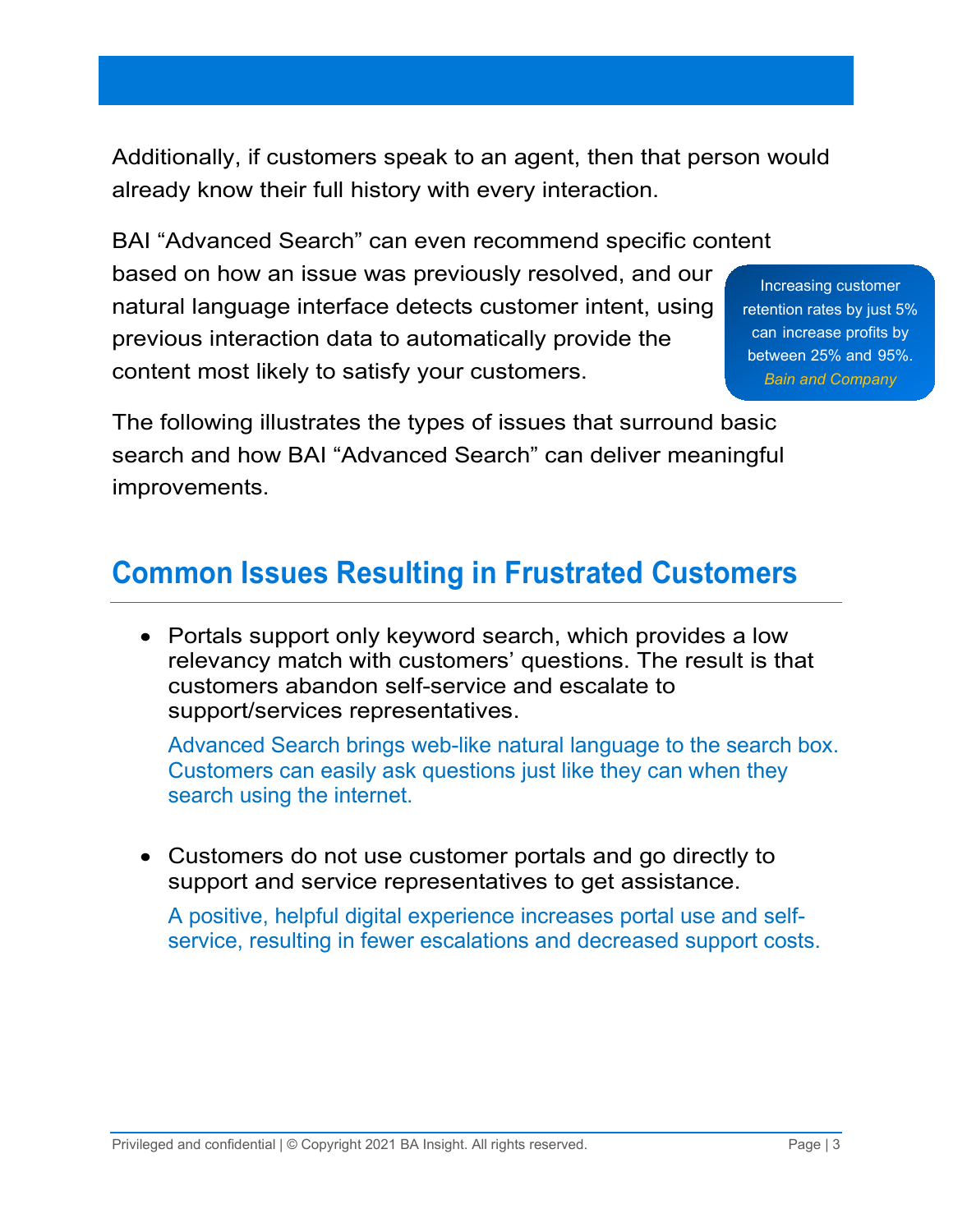Additionally, if customers speak to an agent, then that person would already know their full history with every interaction.

BAI "Advanced Search" can even recommend specific content based on how an issue was previously resolved, and our natural language interface detects customer intent, using previous interaction data to automatically provide the content most likely to satisfy your customers.

> Increasing customer retention rates by just 5% can increase profits by between 25% and 95%.
> *Bain and Company*

The following illustrates the types of issues that surround basic search and how BAI "Advanced Search" can deliver meaningful improvements.

## Common Issues Resulting in Frustrated Customers

- Portals support only keyword search, which provides a low relevancy match with customers' questions. The result is that customers abandon self-service and escalate to support/services representatives.

  Advanced Search brings web-like natural language to the search box. Customers can easily ask questions just like they can when they search using the internet.

- Customers do not use customer portals and go directly to support and service representatives to get assistance.

  A positive, helpful digital experience increases portal use and self-service, resulting in fewer escalations and decreased support costs.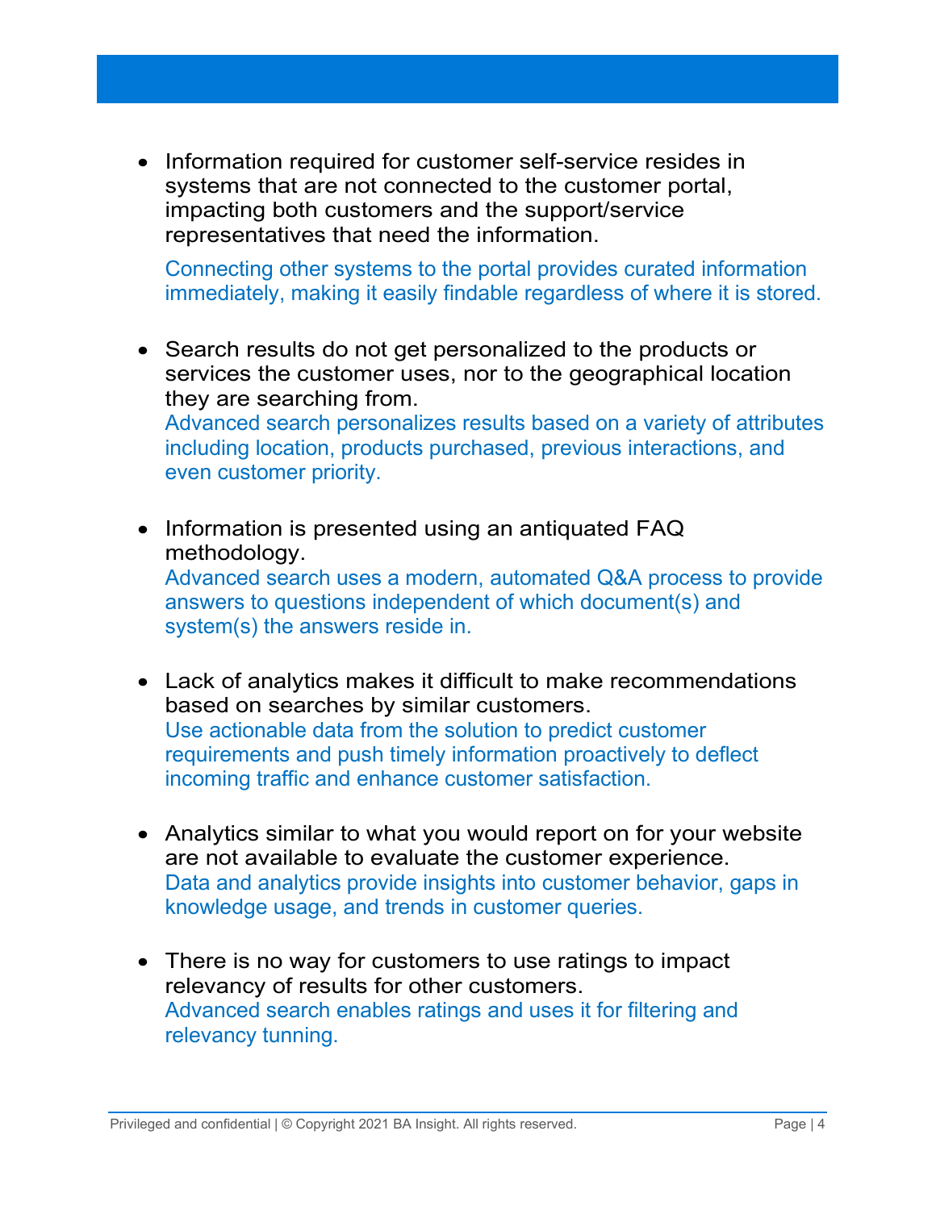- Information required for customer self-service resides in systems that are not connected to the customer portal, impacting both customers and the support/service representatives that need the information.

  Connecting other systems to the portal provides curated information immediately, making it easily findable regardless of where it is stored.

- Search results do not get personalized to the products or services the customer uses, nor to the geographical location they are searching from.
  Advanced search personalizes results based on a variety of attributes including location, products purchased, previous interactions, and even customer priority.

- Information is presented using an antiquated FAQ methodology.
  Advanced search uses a modern, automated Q&A process to provide answers to questions independent of which document(s) and system(s) the answers reside in.

- Lack of analytics makes it difficult to make recommendations based on searches by similar customers.
  Use actionable data from the solution to predict customer requirements and push timely information proactively to deflect incoming traffic and enhance customer satisfaction.

- Analytics similar to what you would report on for your website are not available to evaluate the customer experience.
  Data and analytics provide insights into customer behavior, gaps in knowledge usage, and trends in customer queries.

- There is no way for customers to use ratings to impact relevancy of results for other customers.
  Advanced search enables ratings and uses it for filtering and relevancy tunning.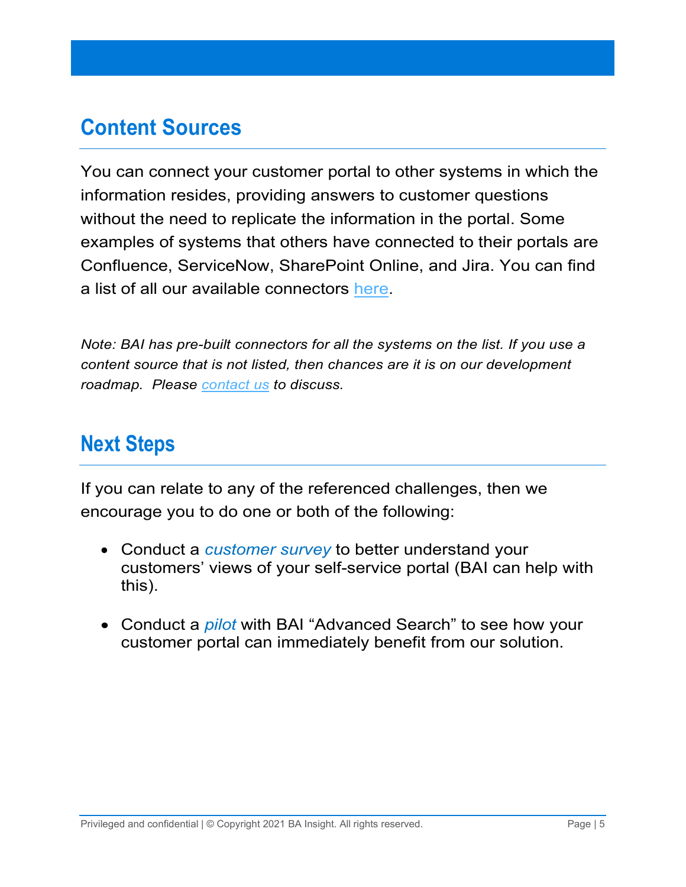## Content Sources

You can connect your customer portal to other systems in which the information resides, providing answers to customer questions without the need to replicate the information in the portal. Some examples of systems that others have connected to their portals are Confluence, ServiceNow, SharePoint Online, and Jira. You can find a list of all our available connectors here.

*Note: BAI has pre-built connectors for all the systems on the list. If you use a content source that is not listed, then chances are it is on our development roadmap. Please contact us to discuss.*

## Next Steps

If you can relate to any of the referenced challenges, then we encourage you to do one or both of the following:

- Conduct a *customer survey* to better understand your customers' views of your self-service portal (BAI can help with this).
- Conduct a *pilot* with BAI "Advanced Search" to see how your customer portal can immediately benefit from our solution.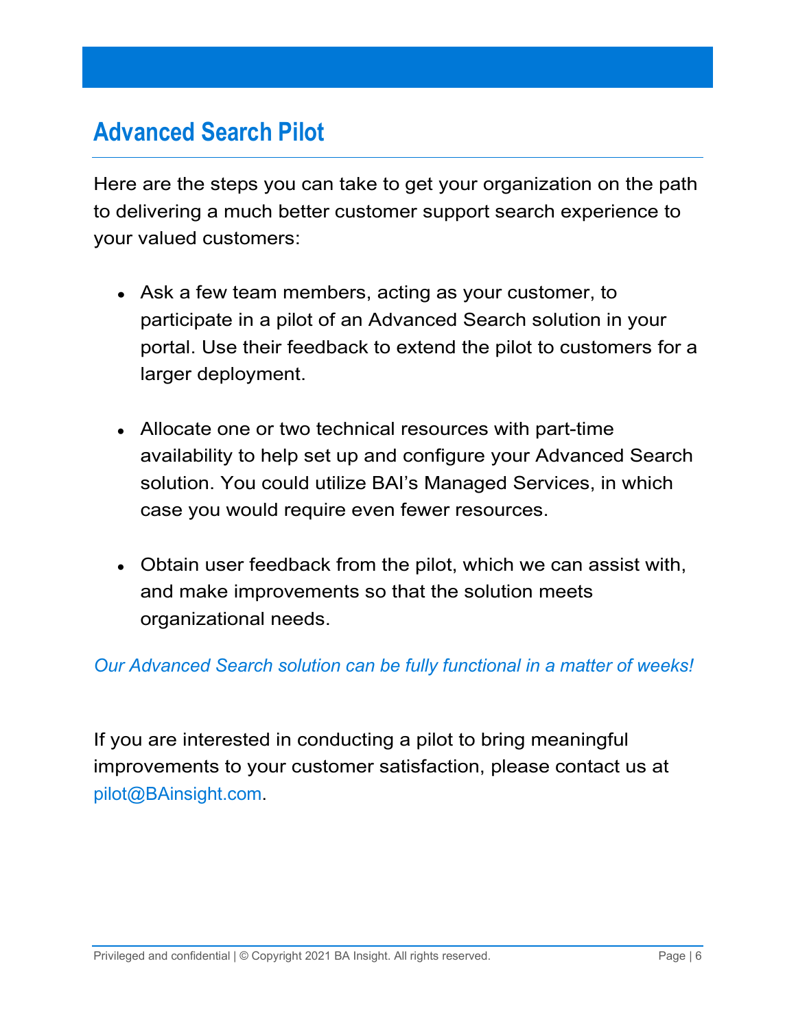## Advanced Search Pilot

Here are the steps you can take to get your organization on the path to delivering a much better customer support search experience to your valued customers:

- Ask a few team members, acting as your customer, to participate in a pilot of an Advanced Search solution in your portal. Use their feedback to extend the pilot to customers for a larger deployment.
- Allocate one or two technical resources with part-time availability to help set up and configure your Advanced Search solution. You could utilize BAI's Managed Services, in which case you would require even fewer resources.
- Obtain user feedback from the pilot, which we can assist with, and make improvements so that the solution meets organizational needs.

*Our Advanced Search solution can be fully functional in a matter of weeks!*

If you are interested in conducting a pilot to bring meaningful improvements to your customer satisfaction, please contact us at pilot@BAinsight.com.